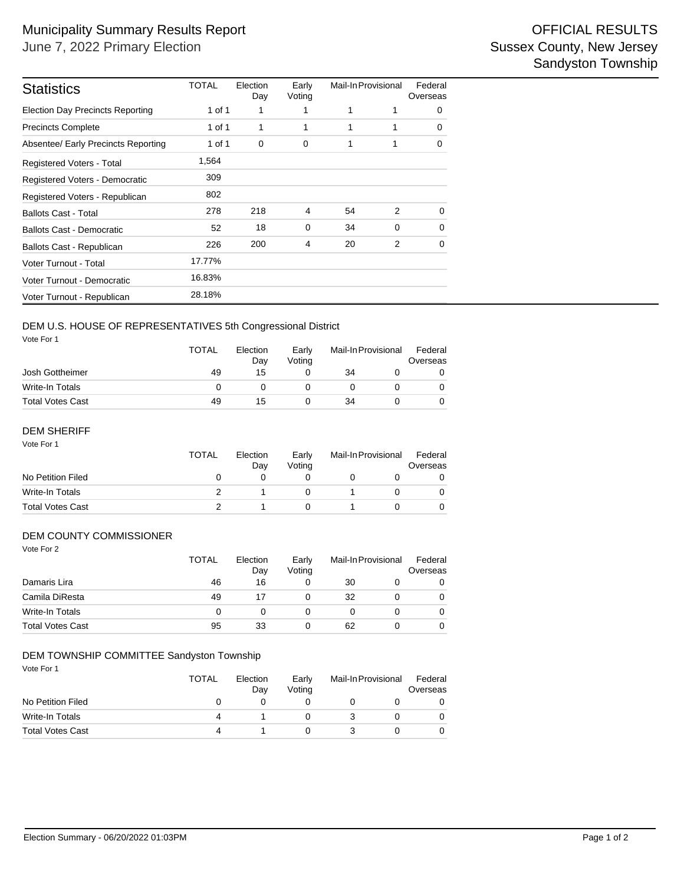# Municipality Summary Results Report

June 7, 2022 Primary Election

OFFICIAL RESULTS
Sussex County, New Jersey
Sandyston Township

| Statistics | TOTAL | Election Day | Early Voting | Mail-In | Provisional | Federal Overseas |
|---|---|---|---|---|---|---|
| Election Day Precincts Reporting | 1 of 1 | 1 | 1 | 1 | 1 | 0 |
| Precincts Complete | 1 of 1 | 1 | 1 | 1 | 1 | 0 |
| Absentee/ Early Precincts Reporting | 1 of 1 | 0 | 0 | 1 | 1 | 0 |
| Registered Voters - Total | 1,564 | | | | | |
| Registered Voters - Democratic | 309 | | | | | |
| Registered Voters - Republican | 802 | | | | | |
| Ballots Cast - Total | 278 | 218 | 4 | 54 | 2 | 0 |
| Ballots Cast - Democratic | 52 | 18 | 0 | 34 | 0 | 0 |
| Ballots Cast - Republican | 226 | 200 | 4 | 20 | 2 | 0 |
| Voter Turnout - Total | 17.77% | | | | | |
| Voter Turnout - Democratic | 16.83% | | | | | |
| Voter Turnout - Republican | 28.18% | | | | | |

## DEM U.S. HOUSE OF REPRESENTATIVES 5th Congressional District

Vote For 1

| | TOTAL | Election Day | Early Voting | Mail-In | Provisional | Federal Overseas |
|---|---|---|---|---|---|---|
| Josh Gottheimer | 49 | 15 | 0 | 34 | 0 | 0 |
| Write-In Totals | 0 | 0 | 0 | 0 | 0 | 0 |
| Total Votes Cast | 49 | 15 | 0 | 34 | 0 | 0 |

## DEM SHERIFF

Vote For 1

| | TOTAL | Election Day | Early Voting | Mail-In | Provisional | Federal Overseas |
|---|---|---|---|---|---|---|
| No Petition Filed | 0 | 0 | 0 | 0 | 0 | 0 |
| Write-In Totals | 2 | 1 | 0 | 1 | 0 | 0 |
| Total Votes Cast | 2 | 1 | 0 | 1 | 0 | 0 |

## DEM COUNTY COMMISSIONER

Vote For 2

| | TOTAL | Election Day | Early Voting | Mail-In | Provisional | Federal Overseas |
|---|---|---|---|---|---|---|
| Damaris Lira | 46 | 16 | 0 | 30 | 0 | 0 |
| Camila DiResta | 49 | 17 | 0 | 32 | 0 | 0 |
| Write-In Totals | 0 | 0 | 0 | 0 | 0 | 0 |
| Total Votes Cast | 95 | 33 | 0 | 62 | 0 | 0 |

## DEM TOWNSHIP COMMITTEE Sandyston Township

Vote For 1

| | TOTAL | Election Day | Early Voting | Mail-In | Provisional | Federal Overseas |
|---|---|---|---|---|---|---|
| No Petition Filed | 0 | 0 | 0 | 0 | 0 | 0 |
| Write-In Totals | 4 | 1 | 0 | 3 | 0 | 0 |
| Total Votes Cast | 4 | 1 | 0 | 3 | 0 | 0 |

Election Summary - 06/20/2022 01:03PM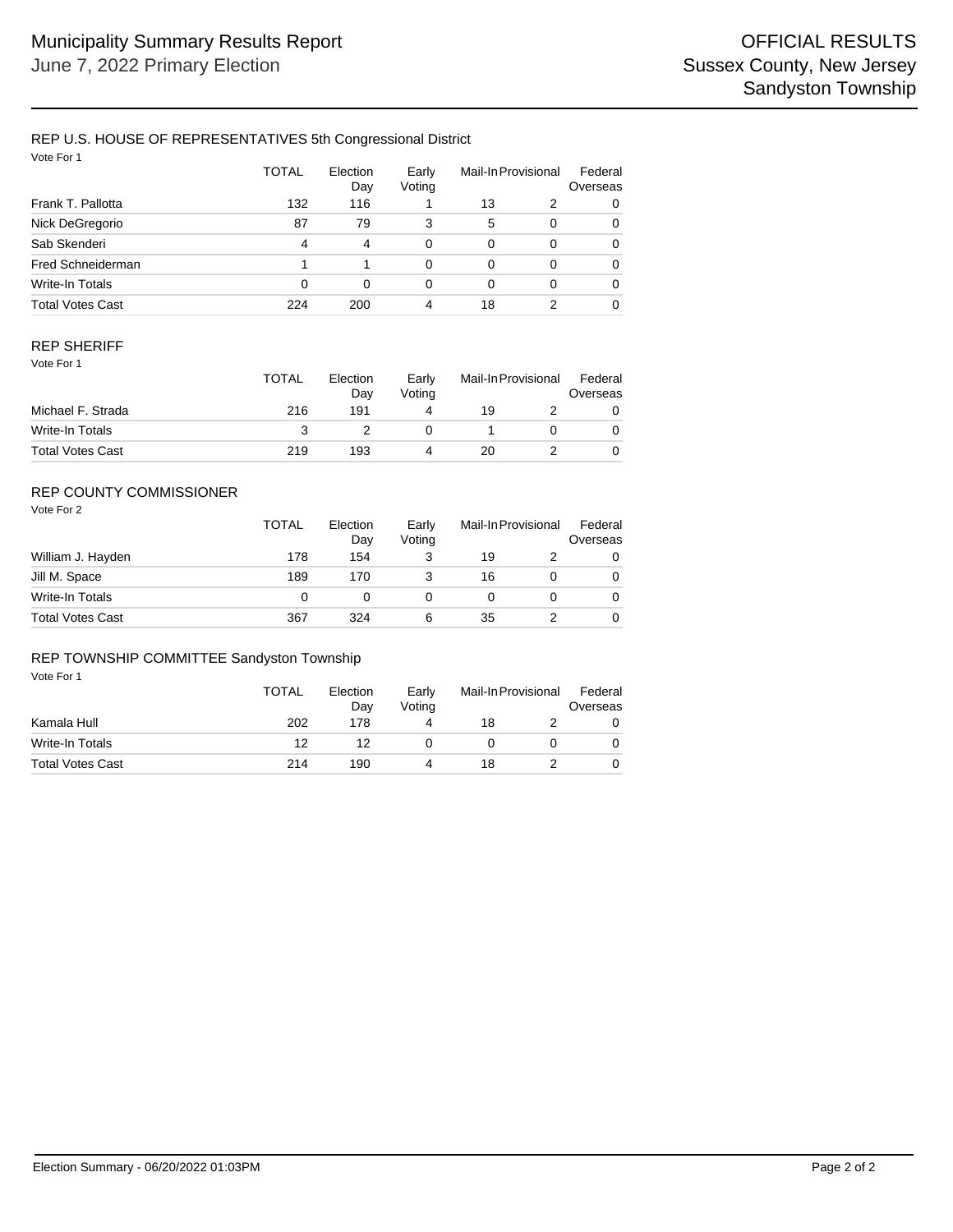# Municipality Summary Results Report

June 7, 2022 Primary Election

OFFICIAL RESULTS
Sussex County, New Jersey
Sandyston Township

## REP U.S. HOUSE OF REPRESENTATIVES 5th Congressional District

Vote For 1

| | TOTAL | Election Day | Early Voting | Mail-In | Provisional | Federal Overseas |
|---|---|---|---|---|---|---|
| Frank T. Pallotta | 132 | 116 | 1 | 13 | 2 | 0 |
| Nick DeGregorio | 87 | 79 | 3 | 5 | 0 | 0 |
| Sab Skenderi | 4 | 4 | 0 | 0 | 0 | 0 |
| Fred Schneiderman | 1 | 1 | 0 | 0 | 0 | 0 |
| Write-In Totals | 0 | 0 | 0 | 0 | 0 | 0 |
| Total Votes Cast | 224 | 200 | 4 | 18 | 2 | 0 |

## REP SHERIFF

Vote For 1

| | TOTAL | Election Day | Early Voting | Mail-In | Provisional | Federal Overseas |
|---|---|---|---|---|---|---|
| Michael F. Strada | 216 | 191 | 4 | 19 | 2 | 0 |
| Write-In Totals | 3 | 2 | 0 | 1 | 0 | 0 |
| Total Votes Cast | 219 | 193 | 4 | 20 | 2 | 0 |

## REP COUNTY COMMISSIONER

Vote For 2

| | TOTAL | Election Day | Early Voting | Mail-In | Provisional | Federal Overseas |
|---|---|---|---|---|---|---|
| William J. Hayden | 178 | 154 | 3 | 19 | 2 | 0 |
| Jill M. Space | 189 | 170 | 3 | 16 | 0 | 0 |
| Write-In Totals | 0 | 0 | 0 | 0 | 0 | 0 |
| Total Votes Cast | 367 | 324 | 6 | 35 | 2 | 0 |

## REP TOWNSHIP COMMITTEE Sandyston Township

Vote For 1

| | TOTAL | Election Day | Early Voting | Mail-In | Provisional | Federal Overseas |
|---|---|---|---|---|---|---|
| Kamala Hull | 202 | 178 | 4 | 18 | 2 | 0 |
| Write-In Totals | 12 | 12 | 0 | 0 | 0 | 0 |
| Total Votes Cast | 214 | 190 | 4 | 18 | 2 | 0 |

Election Summary - 06/20/2022 01:03PM